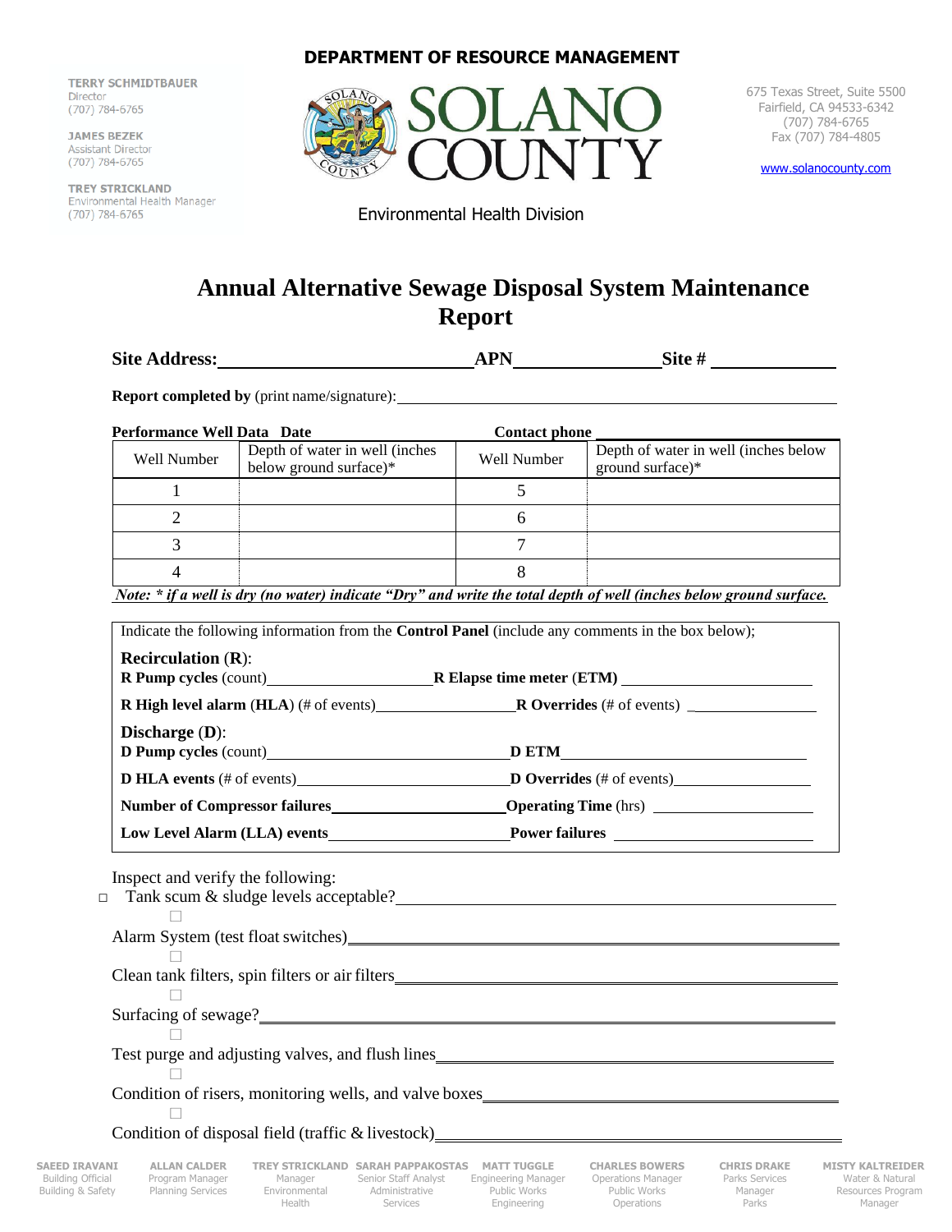**DEPARTMENT OF RESOURCE MANAGEMENT**

TERRY SCHMIDTBAUER
Director
(707) 784-6765

JAMES BEZEK
Assistant Director
(707) 784-6765

TREY STRICKLAND
Environmental Health Manager
(707) 784-6765

SOLANO COUNTY

Environmental Health Division

675 Texas Street, Suite 5500
Fairfield, CA 94533-6342
(707) 784-6765
Fax (707) 784-4805

www.solanocounty.com

# Annual Alternative Sewage Disposal System Maintenance Report

**Site Address:** ______________________ **APN** ______________ **Site #** ____________

**Report completed by** (print name/signature): ________________________________________

**Performance Well Data Date** ____________________ **Contact phone** ____________________

| Well Number | Depth of water in well (inches below ground surface)* | Well Number | Depth of water in well (inches below ground surface)* |
|---|---|---|---|
| 1 | | 5 | |
| 2 | | 6 | |
| 3 | | 7 | |
| 4 | | 8 | |

*Note: * if a well is dry (no water) indicate "Dry" and write the total depth of well (inches below ground surface.*

Indicate the following information from the **Control Panel** (include any comments in the box below);

**Recirculation (R):**

**R Pump cycles** (count) ____________________ **R Elapse time meter (ETM)** ____________________

**R High level alarm (HLA)** (# of events) ____________________ **R Overrides** (# of events) ____________________

**Discharge (D):**

**D Pump cycles** (count) ____________________ **D ETM** ____________________

**D HLA events** (# of events) ____________________ **D Overrides** (# of events) ____________________

**Number of Compressor failures** ____________________ **Operating Time** (hrs) ____________________

**Low Level Alarm (LLA) events** ____________________ **Power failures** ____________________

Inspect and verify the following:

- ☐ Tank scum & sludge levels acceptable? ________________________________________
- ☐ Alarm System (test float switches) ________________________________________
- ☐ Clean tank filters, spin filters or air filters ________________________________________
- ☐ Surfacing of sewage? ________________________________________
- ☐ Test purge and adjusting valves, and flush lines ________________________________________
- ☐ Condition of risers, monitoring wells, and valve boxes ________________________________________
- ☐ Condition of disposal field (traffic & livestock) ________________________________________

SAEED IRAVANI, Building Official, Building & Safety | ALLAN CALDER, Program Manager, Planning Services | TREY STRICKLAND, Manager, Environmental Health | SARAH PAPPAKOSTAS, Senior Staff Analyst, Administrative Services | MATT TUGGLE, Engineering Manager, Public Works Engineering | CHARLES BOWERS, Operations Manager, Public Works Operations | CHRIS DRAKE, Parks Services Manager, Parks | MISTY KALTREIDER, Water & Natural Resources Program Manager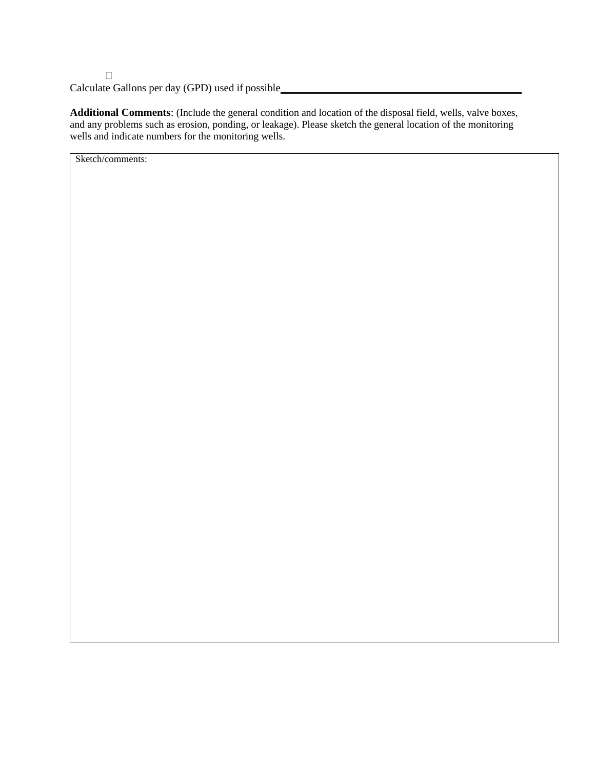☐

Calculate Gallons per day (GPD) used if possible\_\_\_\_\_\_\_\_\_\_\_\_\_\_\_\_\_\_\_\_\_\_\_\_\_\_\_\_\_\_\_\_\_\_\_\_\_\_\_\_\_\_\_\_

**Additional Comments**: (Include the general condition and location of the disposal field, wells, valve boxes, and any problems such as erosion, ponding, or leakage). Please sketch the general location of the monitoring wells and indicate numbers for the monitoring wells.

| Sketch/comments: |
| --- |
| |